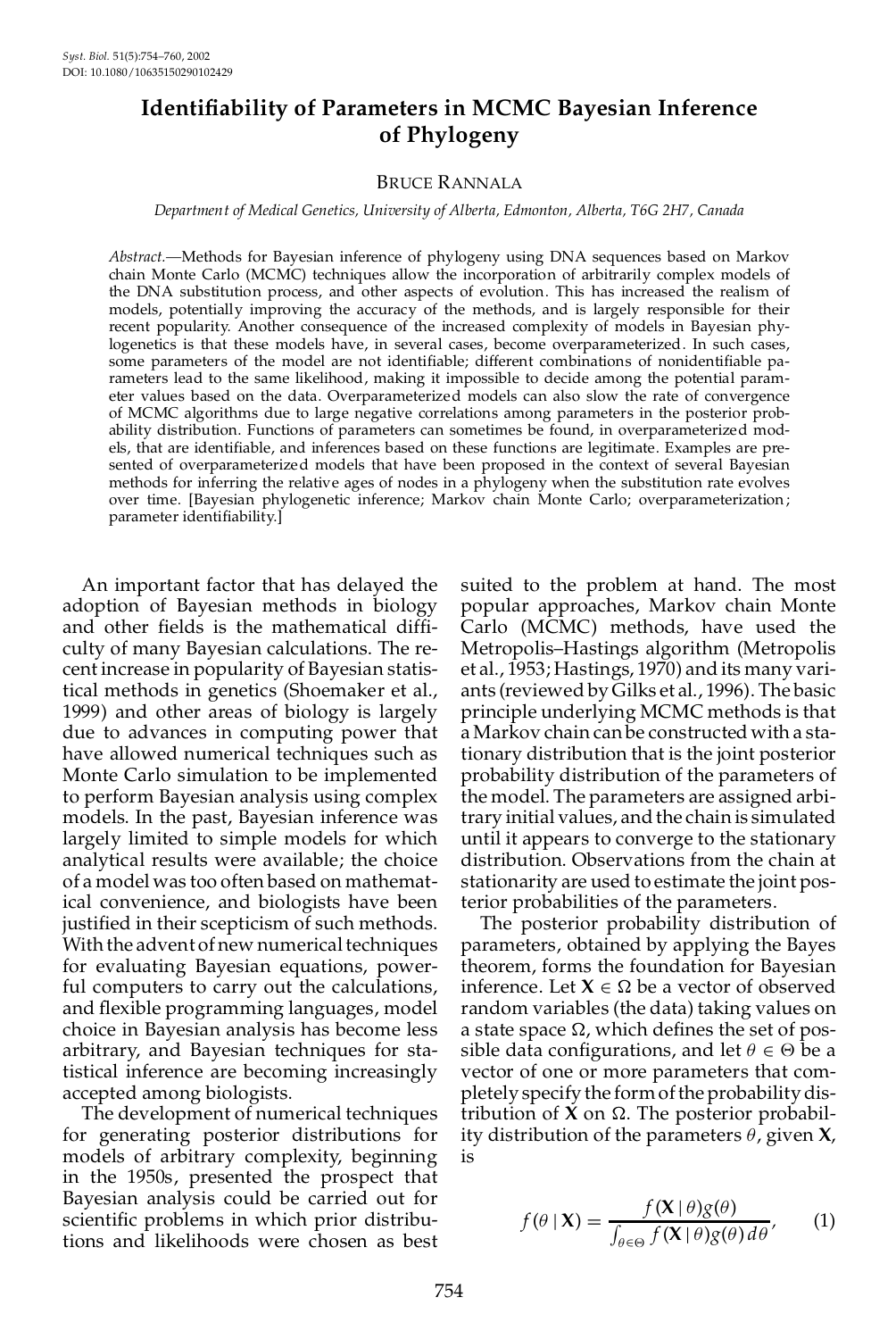# Identifiability of Parameters in MCMC Bayesian Inference of Phylogeny

BRUCE RANNALA

*Department of Medical Genetics, University of Alberta, Edmonton, Alberta, T6G 2H7, Canada*

*Abstract.*—Methods for Bayesian inference of phylogeny using DNA sequences based on Markov chain Monte Carlo (MCMC) techniques allow the incorporation of arbitrarily complex models of the DNA substitution process, and other aspects of evolution. This has increased the realism of models, potentially improving the accuracy of the methods, and is largely responsible for their recent popularity. Another consequence of the increased complexity of models in Bayesian phylogenetics is that these models have, in several cases, become overparameterized. In such cases, some parameters of the model are not identifiable; different combinations of nonidentifiable parameters lead to the same likelihood, making it impossible to decide among the potential parameter values based on the data. Overparameterized models can also slow the rate of convergence of MCMC algorithms due to large negative correlations among parameters in the posterior probability distribution. Functions of parameters can sometimes be found, in overparameterized models, that are identifiable, and inferences based on these functions are legitimate. Examples are presented of overparameterized models that have been proposed in the context of several Bayesian methods for inferring the relative ages of nodes in a phylogeny when the substitution rate evolves over time. [Bayesian phylogenetic inference; Markov chain Monte Carlo; overparameterization; parameter identifiability.]

An important factor that has delayed the adoption of Bayesian methods in biology and other fields is the mathematical difficulty of many Bayesian calculations. The recent increase in popularity of Bayesian statistical methods in genetics (Shoemaker et al., 1999) and other areas of biology is largely due to advances in computing power that have allowed numerical techniques such as Monte Carlo simulation to be implemented to perform Bayesian analysis using complex models. In the past, Bayesian inference was largely limited to simple models for which analytical results were available; the choice of a model was too often based on mathematical convenience, and biologists have been justified in their scepticism of such methods. With the advent of new numerical techniques for evaluating Bayesian equations, powerful computers to carry out the calculations, and flexible programming languages, model choice in Bayesian analysis has become less arbitrary, and Bayesian techniques for statistical inference are becoming increasingly accepted among biologists.

The development of numerical techniques for generating posterior distributions for models of arbitrary complexity, beginning in the 1950s, presented the prospect that Bayesian analysis could be carried out for scientific problems in which prior distributions and likelihoods were chosen as best suited to the problem at hand. The most popular approaches, Markov chain Monte Carlo (MCMC) methods, have used the Metropolis–Hastings algorithm (Metropolis et al., 1953; Hastings, 1970) and its many variants (reviewed by Gilks et al., 1996). The basic principle underlying MCMC methods is that a Markov chain can be constructed with a stationary distribution that is the joint posterior probability distribution of the parameters of the model. The parameters are assigned arbitrary initial values, and the chain is simulated until it appears to converge to the stationary distribution. Observations from the chain at stationarity are used to estimate the joint posterior probabilities of the parameters.

The posterior probability distribution of parameters, obtained by applying the Bayes theorem, forms the foundation for Bayesian inference. Let $\mathbf{X} \in \Omega$ be a vector of observed random variables (the data) taking values on a state space $\Omega$, which defines the set of possible data configurations, and let $\theta \in \Theta$ be a vector of one or more parameters that completely specify the form of the probability distribution of $\mathbf{X}$ on $\Omega$. The posterior probability distribution of the parameters $\theta$, given $\mathbf{X}$, is

$$f(\theta \mid \mathbf{X}) = \frac{f(\mathbf{X} \mid \theta) g(\theta)}{\int_{\theta \in \Theta} f(\mathbf{X} \mid \theta) g(\theta)\, d\theta}, \qquad (1)$$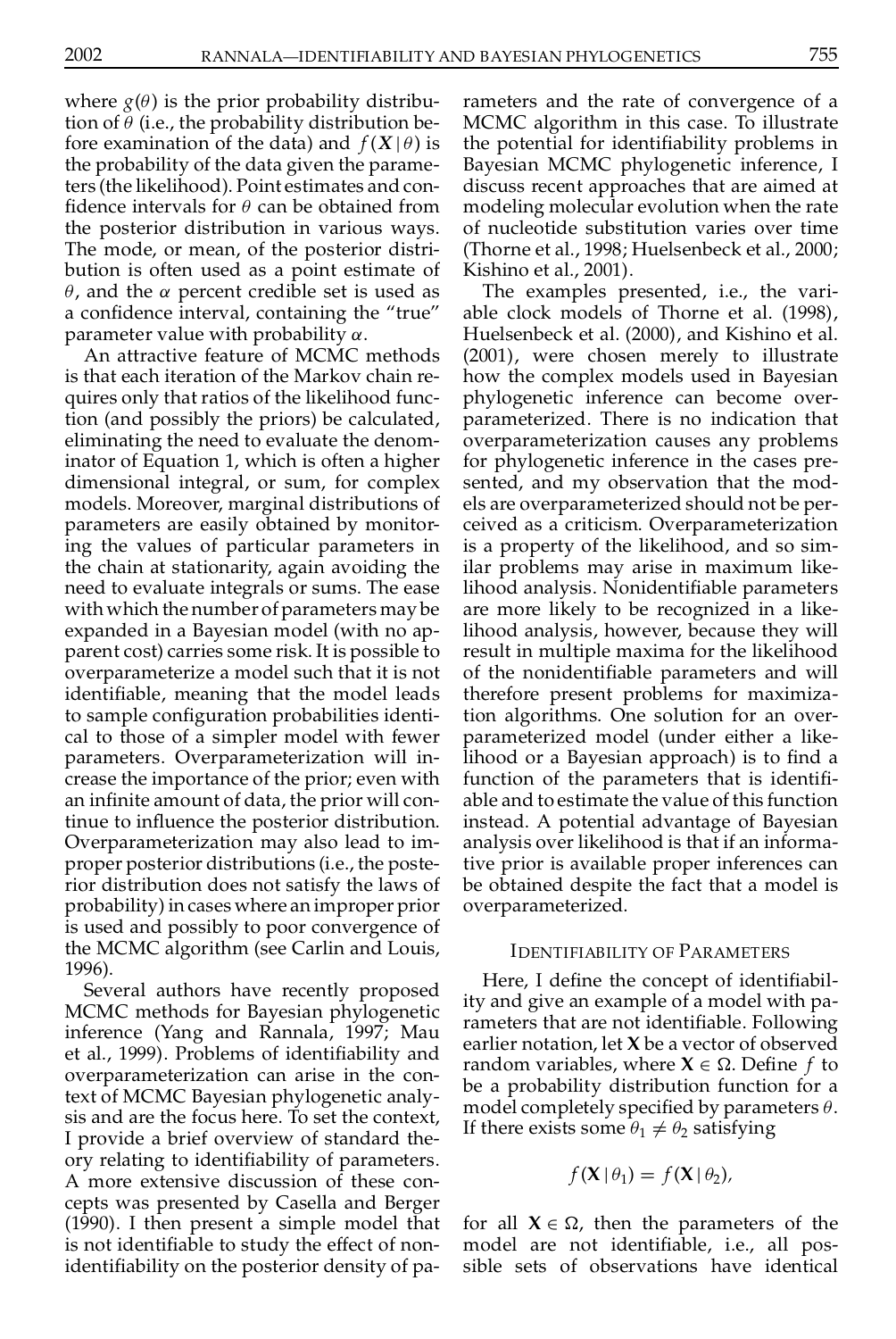where $g(\theta)$ is the prior probability distribution of $\theta$ (i.e., the probability distribution before examination of the data) and $f(X\,|\,\theta)$ is the probability of the data given the parameters (the likelihood). Point estimates and confidence intervals for $\theta$ can be obtained from the posterior distribution in various ways. The mode, or mean, of the posterior distribution is often used as a point estimate of $\theta$, and the $\alpha$ percent credible set is used as a confidence interval, containing the "true" parameter value with probability $\alpha$.

An attractive feature of MCMC methods is that each iteration of the Markov chain requires only that ratios of the likelihood function (and possibly the priors) be calculated, eliminating the need to evaluate the denominator of Equation 1, which is often a higher dimensional integral, or sum, for complex models. Moreover, marginal distributions of parameters are easily obtained by monitoring the values of particular parameters in the chain at stationarity, again avoiding the need to evaluate integrals or sums. The ease with which the number of parameters may be expanded in a Bayesian model (with no apparent cost) carries some risk. It is possible to overparameterize a model such that it is not identifiable, meaning that the model leads to sample configuration probabilities identical to those of a simpler model with fewer parameters. Overparameterization will increase the importance of the prior; even with an infinite amount of data, the prior will continue to influence the posterior distribution. Overparameterization may also lead to improper posterior distributions (i.e., the posterior distribution does not satisfy the laws of probability) in cases where an improper prior is used and possibly to poor convergence of the MCMC algorithm (see Carlin and Louis, 1996).

Several authors have recently proposed MCMC methods for Bayesian phylogenetic inference (Yang and Rannala, 1997; Mau et al., 1999). Problems of identifiability and overparameterization can arise in the context of MCMC Bayesian phylogenetic analysis and are the focus here. To set the context, I provide a brief overview of standard theory relating to identifiability of parameters. A more extensive discussion of these concepts was presented by Casella and Berger (1990). I then present a simple model that is not identifiable to study the effect of nonidentifiability on the posterior density of parameters and the rate of convergence of a MCMC algorithm in this case. To illustrate the potential for identifiability problems in Bayesian MCMC phylogenetic inference, I discuss recent approaches that are aimed at modeling molecular evolution when the rate of nucleotide substitution varies over time (Thorne et al., 1998; Huelsenbeck et al., 2000; Kishino et al., 2001).

The examples presented, i.e., the variable clock models of Thorne et al. (1998), Huelsenbeck et al. (2000), and Kishino et al. (2001), were chosen merely to illustrate how the complex models used in Bayesian phylogenetic inference can become overparameterized. There is no indication that overparameterization causes any problems for phylogenetic inference in the cases presented, and my observation that the models are overparameterized should not be perceived as a criticism. Overparameterization is a property of the likelihood, and so similar problems may arise in maximum likelihood analysis. Nonidentifiable parameters are more likely to be recognized in a likelihood analysis, however, because they will result in multiple maxima for the likelihood of the nonidentifiable parameters and will therefore present problems for maximization algorithms. One solution for an overparameterized model (under either a likelihood or a Bayesian approach) is to find a function of the parameters that is identifiable and to estimate the value of this function instead. A potential advantage of Bayesian analysis over likelihood is that if an informative prior is available proper inferences can be obtained despite the fact that a model is overparameterized.

## Identifiability of Parameters

Here, I define the concept of identifiability and give an example of a model with parameters that are not identifiable. Following earlier notation, let $\mathbf{X}$ be a vector of observed random variables, where $\mathbf{X} \in \Omega$. Define $f$ to be a probability distribution function for a model completely specified by parameters $\theta$. If there exists some $\theta_1 \neq \theta_2$ satisfying

$$f(\mathbf{X}\,|\,\theta_1) = f(\mathbf{X}\,|\,\theta_2),$$

for all $\mathbf{X} \in \Omega$, then the parameters of the model are not identifiable, i.e., all possible sets of observations have identical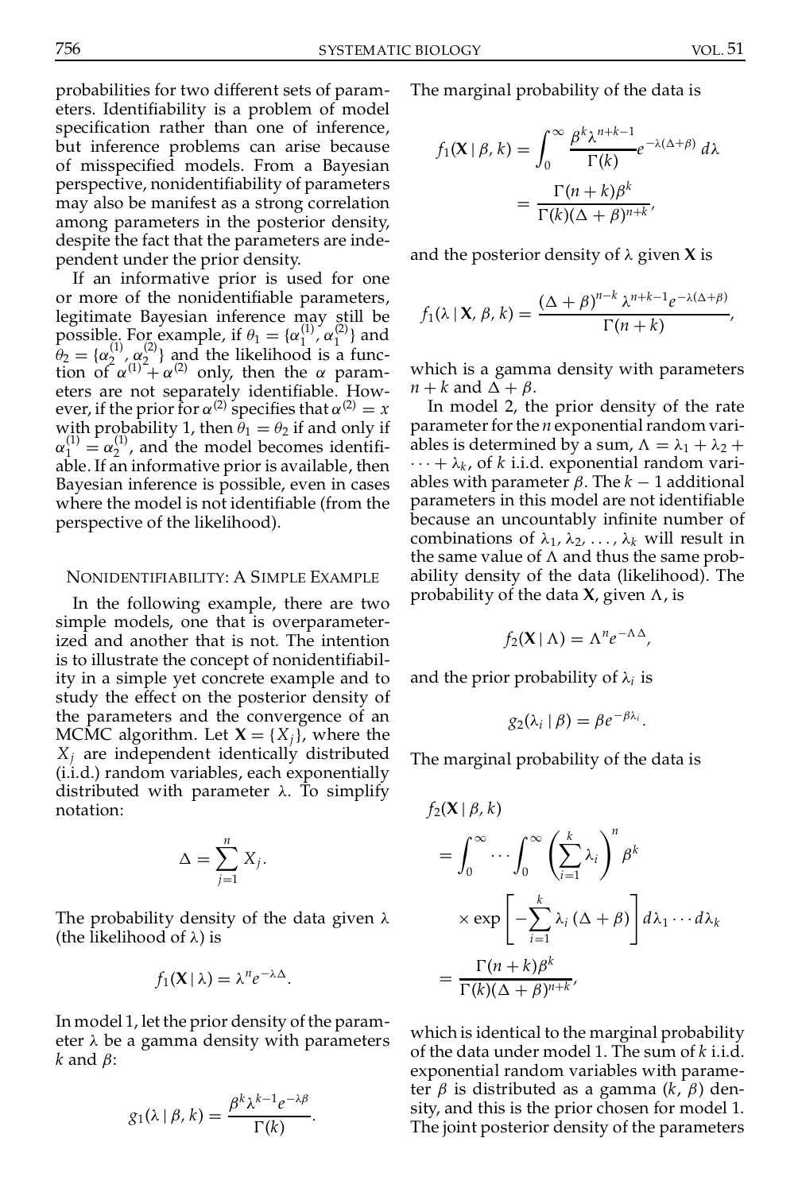probabilities for two different sets of parameters. Identifiability is a problem of model specification rather than one of inference, but inference problems can arise because of misspecified models. From a Bayesian perspective, nonidentifiability of parameters may also be manifest as a strong correlation among parameters in the posterior density, despite the fact that the parameters are independent under the prior density.

If an informative prior is used for one or more of the nonidentifiable parameters, legitimate Bayesian inference may still be possible. For example, if $\theta_1 = \{\alpha_1^{(1)}, \alpha_1^{(2)}\}$ and $\theta_2 = \{\alpha_2^{(1)}, \alpha_2^{(2)}\}$ and the likelihood is a function of $\alpha^{(1)} + \alpha^{(2)}$ only, then the $\alpha$ parameters are not separately identifiable. However, if the prior for $\alpha^{(2)}$ specifies that $\alpha^{(2)} = x$ with probability 1, then $\theta_1 = \theta_2$ if and only if $\alpha_1^{(1)} = \alpha_2^{(1)}$, and the model becomes identifiable. If an informative prior is available, then Bayesian inference is possible, even in cases where the model is not identifiable (from the perspective of the likelihood).

## Nonidentifiability: A Simple Example

In the following example, there are two simple models, one that is overparameterized and another that is not. The intention is to illustrate the concept of nonidentifiability in a simple yet concrete example and to study the effect on the posterior density of the parameters and the convergence of an MCMC algorithm. Let $\mathbf{X} = \{X_j\}$, where the $X_j$ are independent identically distributed (i.i.d.) random variables, each exponentially distributed with parameter $\lambda$. To simplify notation:

$$\Delta = \sum_{j=1}^{n} X_j.$$

The probability density of the data given $\lambda$ (the likelihood of $\lambda$) is

$$f_1(\mathbf{X} \mid \lambda) = \lambda^n e^{-\lambda\Delta}.$$

In model 1, let the prior density of the parameter $\lambda$ be a gamma density with parameters $k$ and $\beta$:

$$g_1(\lambda \mid \beta, k) = \frac{\beta^k \lambda^{k-1} e^{-\lambda\beta}}{\Gamma(k)}.$$

The marginal probability of the data is

$$f_1(\mathbf{X} \mid \beta, k) = \int_0^\infty \frac{\beta^k \lambda^{n+k-1}}{\Gamma(k)} e^{-\lambda(\Delta+\beta)}\, d\lambda = \frac{\Gamma(n+k)\beta^k}{\Gamma(k)(\Delta+\beta)^{n+k}},$$

and the posterior density of $\lambda$ given $\mathbf{X}$ is

$$f_1(\lambda \mid \mathbf{X}, \beta, k) = \frac{(\Delta+\beta)^{n-k}\, \lambda^{n+k-1} e^{-\lambda(\Delta+\beta)}}{\Gamma(n+k)},$$

which is a gamma density with parameters $n + k$ and $\Delta + \beta$.

In model 2, the prior density of the rate parameter for the $n$ exponential random variables is determined by a sum, $\Lambda = \lambda_1 + \lambda_2 + \cdots + \lambda_k$, of $k$ i.i.d. exponential random variables with parameter $\beta$. The $k - 1$ additional parameters in this model are not identifiable because an uncountably infinite number of combinations of $\lambda_1, \lambda_2, \ldots, \lambda_k$ will result in the same value of $\Lambda$ and thus the same probability density of the data (likelihood). The probability of the data $\mathbf{X}$, given $\Lambda$, is

$$f_2(\mathbf{X} \mid \Lambda) = \Lambda^n e^{-\Lambda\Delta},$$

and the prior probability of $\lambda_i$ is

$$g_2(\lambda_i \mid \beta) = \beta e^{-\beta\lambda_i}.$$

The marginal probability of the data is

$$\begin{aligned} f_2(\mathbf{X} \mid \beta, k) &= \int_0^\infty \cdots \int_0^\infty \left(\sum_{i=1}^{k} \lambda_i\right)^n \beta^k \\ &\quad \times \exp\left[-\sum_{i=1}^{k} \lambda_i\,(\Delta+\beta)\right] d\lambda_1 \cdots d\lambda_k \\ &= \frac{\Gamma(n+k)\beta^k}{\Gamma(k)(\Delta+\beta)^{n+k}}, \end{aligned}$$

which is identical to the marginal probability of the data under model 1. The sum of $k$ i.i.d. exponential random variables with parameter $\beta$ is distributed as a gamma $(k, \beta)$ density, and this is the prior chosen for model 1. The joint posterior density of the parameters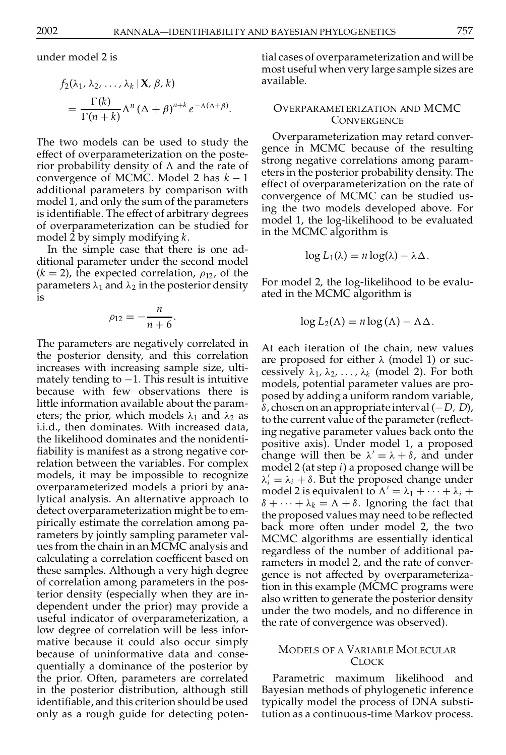under model 2 is

$$f_2(\lambda_1, \lambda_2, \ldots, \lambda_k \,|\, \mathbf{X}, \beta, k) = \frac{\Gamma(k)}{\Gamma(n+k)} \Lambda^n (\Delta + \beta)^{n+k} e^{-\Lambda(\Delta+\beta)}.$$

The two models can be used to study the effect of overparameterization on the posterior probability density of $\Lambda$ and the rate of convergence of MCMC. Model 2 has $k-1$ additional parameters by comparison with model 1, and only the sum of the parameters is identifiable. The effect of arbitrary degrees of overparameterization can be studied for model 2 by simply modifying $k$.

In the simple case that there is one additional parameter under the second model ($k = 2$), the expected correlation, $\rho_{12}$, of the parameters $\lambda_1$ and $\lambda_2$ in the posterior density is

$$\rho_{12} = -\frac{n}{n+6}.$$

The parameters are negatively correlated in the posterior density, and this correlation increases with increasing sample size, ultimately tending to $-1$. This result is intuitive because with few observations there is little information available about the parameters; the prior, which models $\lambda_1$ and $\lambda_2$ as i.i.d., then dominates. With increased data, the likelihood dominates and the nonidentifiability is manifest as a strong negative correlation between the variables. For complex models, it may be impossible to recognize overparameterized models a priori by analytical analysis. An alternative approach to detect overparameterization might be to empirically estimate the correlation among parameters by jointly sampling parameter values from the chain in an MCMC analysis and calculating a correlation coefficent based on these samples. Although a very high degree of correlation among parameters in the posterior density (especially when they are independent under the prior) may provide a useful indicator of overparameterization, a low degree of correlation will be less informative because it could also occur simply because of uninformative data and consequentially a dominance of the posterior by the prior. Often, parameters are correlated in the posterior distribution, although still identifiable, and this criterion should be used only as a rough guide for detecting potential cases of overparameterization and will be most useful when very large sample sizes are available.

## Overparameterization and MCMC Convergence

Overparameterization may retard convergence in MCMC because of the resulting strong negative correlations among parameters in the posterior probability density. The effect of overparameterization on the rate of convergence of MCMC can be studied using the two models developed above. For model 1, the log-likelihood to be evaluated in the MCMC algorithm is

$$\log L_1(\lambda) = n \log(\lambda) - \lambda\Delta.$$

For model 2, the log-likelihood to be evaluated in the MCMC algorithm is

$$\log L_2(\Lambda) = n \log(\Lambda) - \Lambda\Delta.$$

At each iteration of the chain, new values are proposed for either $\lambda$ (model 1) or successively $\lambda_1, \lambda_2, \ldots, \lambda_k$ (model 2). For both models, potential parameter values are proposed by adding a uniform random variable, $\delta$, chosen on an appropriate interval $(-D, D)$, to the current value of the parameter (reflecting negative parameter values back onto the positive axis). Under model 1, a proposed change will then be $\lambda' = \lambda + \delta$, and under model 2 (at step $i$) a proposed change will be $\lambda_i' = \lambda_i + \delta$. But the proposed change under model 2 is equivalent to $\Lambda' = \lambda_1 + \cdots + \lambda_i + \delta + \cdots + \lambda_k = \Lambda + \delta$. Ignoring the fact that the proposed values may need to be reflected back more often under model 2, the two MCMC algorithms are essentially identical regardless of the number of additional parameters in model 2, and the rate of convergence is not affected by overparameterization in this example (MCMC programs were also written to generate the posterior density under the two models, and no difference in the rate of convergence was observed).

## Models of a Variable Molecular Clock

Parametric maximum likelihood and Bayesian methods of phylogenetic inference typically model the process of DNA substitution as a continuous-time Markov process.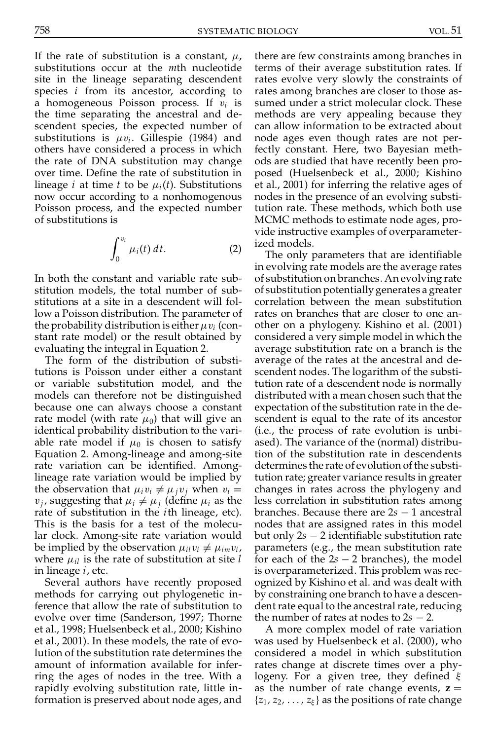If the rate of substitution is a constant, $\mu$, substitutions occur at the $m$th nucleotide site in the lineage separating descendent species $i$ from its ancestor, according to a homogeneous Poisson process. If $v_i$ is the time separating the ancestral and descendent species, the expected number of substitutions is $\mu v_i$. Gillespie (1984) and others have considered a process in which the rate of DNA substitution may change over time. Define the rate of substitution in lineage $i$ at time $t$ to be $\mu_i(t)$. Substitutions now occur according to a nonhomogenous Poisson process, and the expected number of substitutions is

$$\int_0^{v_i} \mu_i(t)\, dt. \tag{2}$$

In both the constant and variable rate substitution models, the total number of substitutions at a site in a descendent will follow a Poisson distribution. The parameter of the probability distribution is either $\mu v_i$ (constant rate model) or the result obtained by evaluating the integral in Equation 2.

The form of the distribution of substitutions is Poisson under either a constant or variable substitution model, and the models can therefore not be distinguished because one can always choose a constant rate model (with rate $\mu_0$) that will give an identical probability distribution to the variable rate model if $\mu_0$ is chosen to satisfy Equation 2. Among-lineage and among-site rate variation can be identified. Among-lineage rate variation would be implied by the observation that $\mu_i v_i \neq \mu_j v_j$ when $v_i = v_j$, suggesting that $\mu_i \neq \mu_j$ (define $\mu_i$ as the rate of substitution in the $i$th lineage, etc). This is the basis for a test of the molecular clock. Among-site rate variation would be implied by the observation $\mu_{il} v_i \neq \mu_{im} v_i$, where $\mu_{il}$ is the rate of substitution at site $l$ in lineage $i$, etc.

Several authors have recently proposed methods for carrying out phylogenetic inference that allow the rate of substitution to evolve over time (Sanderson, 1997; Thorne et al., 1998; Huelsenbeck et al., 2000; Kishino et al., 2001). In these models, the rate of evolution of the substitution rate determines the amount of information available for inferring the ages of nodes in the tree. With a rapidly evolving substitution rate, little information is preserved about node ages, and there are few constraints among branches in terms of their average substitution rates. If rates evolve very slowly the constraints of rates among branches are closer to those assumed under a strict molecular clock. These methods are very appealing because they can allow information to be extracted about node ages even though rates are not perfectly constant. Here, two Bayesian methods are studied that have recently been proposed (Huelsenbeck et al., 2000; Kishino et al., 2001) for inferring the relative ages of nodes in the presence of an evolving substitution rate. These methods, which both use MCMC methods to estimate node ages, provide instructive examples of overparameterized models.

The only parameters that are identifiable in evolving rate models are the average rates of substitution on branches. An evolving rate of substitution potentially generates a greater correlation between the mean substitution rates on branches that are closer to one another on a phylogeny. Kishino et al. (2001) considered a very simple model in which the average substitution rate on a branch is the average of the rates at the ancestral and descendent nodes. The logarithm of the substitution rate of a descendent node is normally distributed with a mean chosen such that the expectation of the substitution rate in the descendent is equal to the rate of its ancestor (i.e., the process of rate evolution is unbiased). The variance of the (normal) distribution of the substitution rate in descendents determines the rate of evolution of the substitution rate; greater variance results in greater changes in rates across the phylogeny and less correlation in substitution rates among branches. Because there are $2s - 1$ ancestral nodes that are assigned rates in this model but only $2s - 2$ identifiable substitution rate parameters (e.g., the mean substitution rate for each of the $2s - 2$ branches), the model is overparameterized. This problem was recognized by Kishino et al. and was dealt with by constraining one branch to have a descendent rate equal to the ancestral rate, reducing the number of rates at nodes to $2s - 2$.

A more complex model of rate variation was used by Huelsenbeck et al. (2000), who considered a model in which substitution rates change at discrete times over a phylogeny. For a given tree, they defined $\xi$ as the number of rate change events, $\mathbf{z} = \{z_1, z_2, \ldots, z_\xi\}$ as the positions of rate change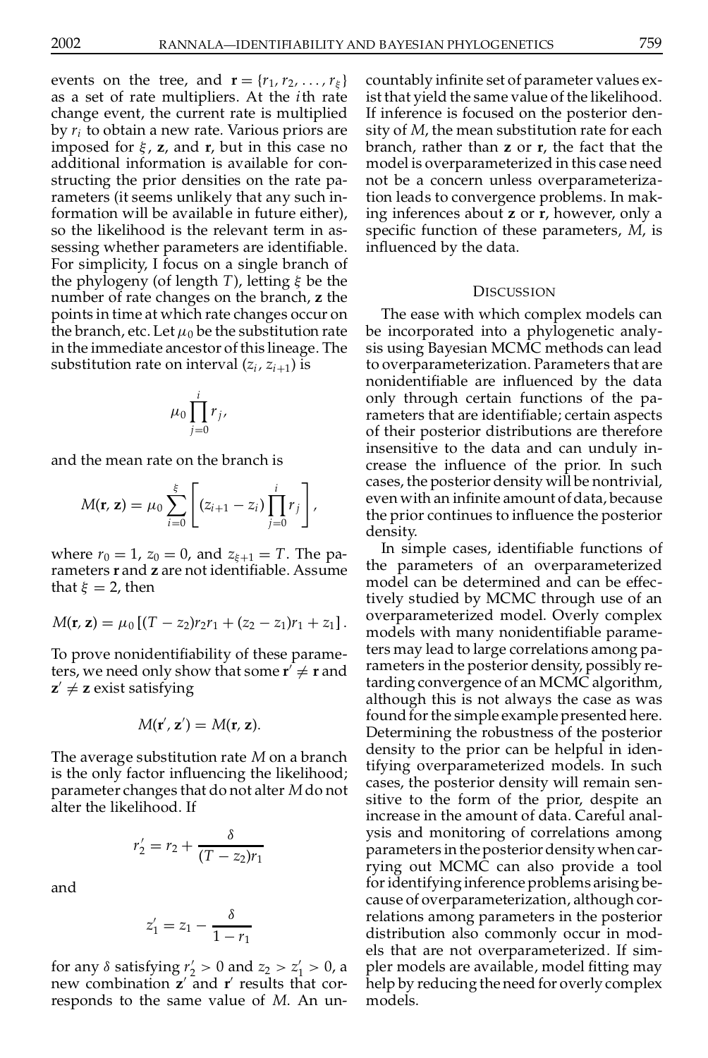events on the tree, and $\mathbf{r} = \{r_1, r_2, \ldots, r_\xi\}$ as a set of rate multipliers. At the $i$th rate change event, the current rate is multiplied by $r_i$ to obtain a new rate. Various priors are imposed for $\xi$, $\mathbf{z}$, and $\mathbf{r}$, but in this case no additional information is available for constructing the prior densities on the rate parameters (it seems unlikely that any such information will be available in future either), so the likelihood is the relevant term in assessing whether parameters are identifiable. For simplicity, I focus on a single branch of the phylogeny (of length $T$), letting $\xi$ be the number of rate changes on the branch, $\mathbf{z}$ the points in time at which rate changes occur on the branch, etc. Let $\mu_0$ be the substitution rate in the immediate ancestor of this lineage. The substitution rate on interval $(z_i, z_{i+1})$ is

$$\mu_0 \prod_{j=0}^{i} r_j,$$

and the mean rate on the branch is

$$M(\mathbf{r}, \mathbf{z}) = \mu_0 \sum_{i=0}^{\xi} \left[ (z_{i+1} - z_i) \prod_{j=0}^{i} r_j \right],$$

where $r_0 = 1$, $z_0 = 0$, and $z_{\xi+1} = T$. The parameters $\mathbf{r}$ and $\mathbf{z}$ are not identifiable. Assume that $\xi = 2$, then

$$M(\mathbf{r}, \mathbf{z}) = \mu_0 \left[ (T - z_2) r_2 r_1 + (z_2 - z_1) r_1 + z_1 \right].$$

To prove nonidentifiability of these parameters, we need only show that some $\mathbf{r}' \neq \mathbf{r}$ and $\mathbf{z}' \neq \mathbf{z}$ exist satisfying

$$M(\mathbf{r}', \mathbf{z}') = M(\mathbf{r}, \mathbf{z}).$$

The average substitution rate $M$ on a branch is the only factor influencing the likelihood; parameter changes that do not alter $M$ do not alter the likelihood. If

$$r_2' = r_2 + \frac{\delta}{(T - z_2) r_1}$$

and

$$z_1' = z_1 - \frac{\delta}{1 - r_1}$$

for any $\delta$ satisfying $r_2' > 0$ and $z_2 > z_1' > 0$, a new combination $\mathbf{z}'$ and $\mathbf{r}'$ results that corresponds to the same value of $M$. An uncountably infinite set of parameter values exist that yield the same value of the likelihood. If inference is focused on the posterior density of $M$, the mean substitution rate for each branch, rather than $\mathbf{z}$ or $\mathbf{r}$, the fact that the model is overparameterized in this case need not be a concern unless overparameterization leads to convergence problems. In making inferences about $\mathbf{z}$ or $\mathbf{r}$, however, only a specific function of these parameters, $M$, is influenced by the data.

## Discussion

The ease with which complex models can be incorporated into a phylogenetic analysis using Bayesian MCMC methods can lead to overparameterization. Parameters that are nonidentifiable are influenced by the data only through certain functions of the parameters that are identifiable; certain aspects of their posterior distributions are therefore insensitive to the data and can unduly increase the influence of the prior. In such cases, the posterior density will be nontrivial, even with an infinite amount of data, because the prior continues to influence the posterior density.

In simple cases, identifiable functions of the parameters of an overparameterized model can be determined and can be effectively studied by MCMC through use of an overparameterized model. Overly complex models with many nonidentifiable parameters may lead to large correlations among parameters in the posterior density, possibly retarding convergence of an MCMC algorithm, although this is not always the case as was found for the simple example presented here. Determining the robustness of the posterior density to the prior can be helpful in identifying overparameterized models. In such cases, the posterior density will remain sensitive to the form of the prior, despite an increase in the amount of data. Careful analysis and monitoring of correlations among parameters in the posterior density when carrying out MCMC can also provide a tool for identifying inference problems arising because of overparameterization, although correlations among parameters in the posterior distribution also commonly occur in models that are not overparameterized. If simpler models are available, model fitting may help by reducing the need for overly complex models.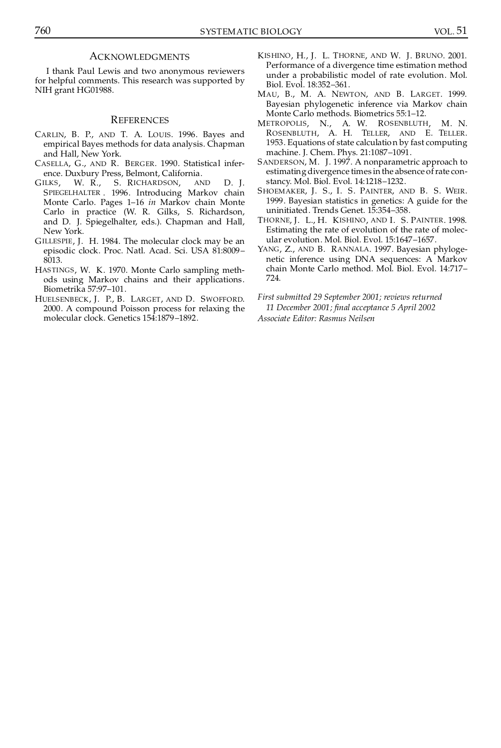## Acknowledgments

I thank Paul Lewis and two anonymous reviewers for helpful comments. This research was supported by NIH grant HG01988.

## References

Carlin, B. P., and T. A. Louis. 1996. Bayes and empirical Bayes methods for data analysis. Chapman and Hall, New York.

Casella, G., and R. Berger. 1990. Statistical inference. Duxbury Press, Belmont, California.

Gilks, W. R., S. Richardson, and D. J. Spiegelhalter. 1996. Introducing Markov chain Monte Carlo. Pages 1–16 *in* Markov chain Monte Carlo in practice (W. R. Gilks, S. Richardson, and D. J. Spiegelhalter, eds.). Chapman and Hall, New York.

Gillespie, J. H. 1984. The molecular clock may be an episodic clock. Proc. Natl. Acad. Sci. USA 81:8009–8013.

Hastings, W. K. 1970. Monte Carlo sampling methods using Markov chains and their applications. Biometrika 57:97–101.

Huelsenbeck, J. P., B. Larget, and D. Swofford. 2000. A compound Poisson process for relaxing the molecular clock. Genetics 154:1879–1892.

Kishino, H., J. L. Thorne, and W. J. Bruno. 2001. Performance of a divergence time estimation method under a probabilistic model of rate evolution. Mol. Biol. Evol. 18:352–361.

Mau, B., M. A. Newton, and B. Larget. 1999. Bayesian phylogenetic inference via Markov chain Monte Carlo methods. Biometrics 55:1–12.

Metropolis, N., A. W. Rosenbluth, M. N. Rosenbluth, A. H. Teller, and E. Teller. 1953. Equations of state calculation by fast computing machine. J. Chem. Phys. 21:1087–1091.

Sanderson, M. J. 1997. A nonparametric approach to estimating divergence times in the absence of rate constancy. Mol. Biol. Evol. 14:1218–1232.

Shoemaker, J. S., I. S. Painter, and B. S. Weir. 1999. Bayesian statistics in genetics: A guide for the uninitiated. Trends Genet. 15:354–358.

Thorne, J. L., H. Kishino, and I. S. Painter. 1998. Estimating the rate of evolution of the rate of molecular evolution. Mol. Biol. Evol. 15:1647–1657.

Yang, Z., and B. Rannala. 1997. Bayesian phylogenetic inference using DNA sequences: A Markov chain Monte Carlo method. Mol. Biol. Evol. 14:717–724.

*First submitted 29 September 2001; reviews returned 11 December 2001; final acceptance 5 April 2002*
*Associate Editor: Rasmus Neilsen*